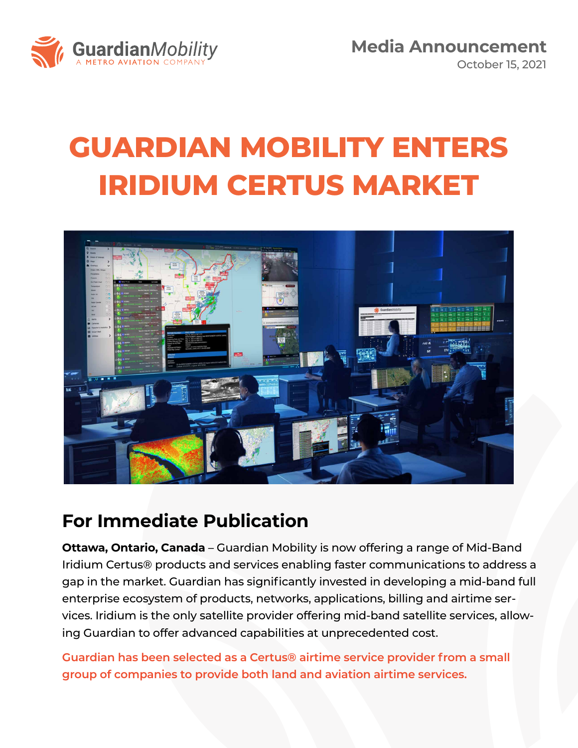GuardianMobility
A METRO AVIATION COMPANY

**Media Announcement**
October 15, 2021

# GUARDIAN MOBILITY ENTERS IRIDIUM CERTUS MARKET

## For Immediate Publication

**Ottawa, Ontario, Canada** – Guardian Mobility is now offering a range of Mid-Band Iridium Certus® products and services enabling faster communications to address a gap in the market. Guardian has significantly invested in developing a mid-band full enterprise ecosystem of products, networks, applications, billing and airtime services. Iridium is the only satellite provider offering mid-band satellite services, allowing Guardian to offer advanced capabilities at unprecedented cost.

Guardian has been selected as a Certus® airtime service provider from a small group of companies to provide both land and aviation airtime services.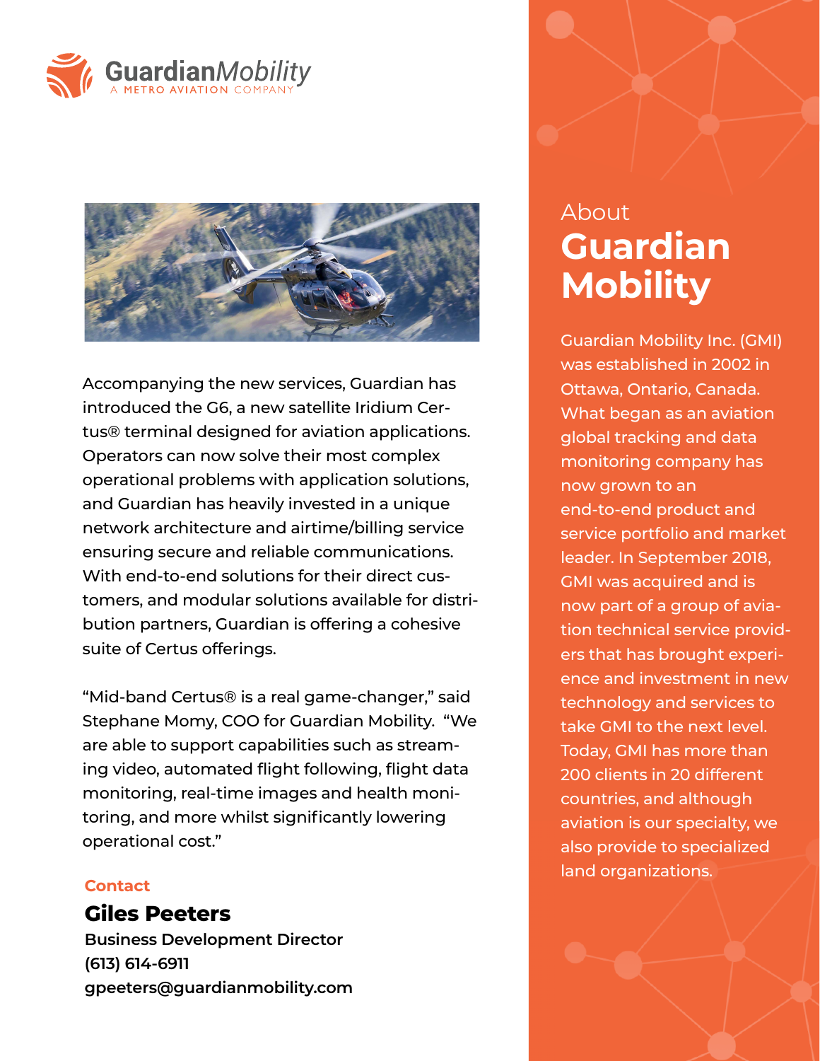GuardianMobility
A METRO AVIATION COMPANY

Accompanying the new services, Guardian has introduced the G6, a new satellite Iridium Certus® terminal designed for aviation applications. Operators can now solve their most complex operational problems with application solutions, and Guardian has heavily invested in a unique network architecture and airtime/billing service ensuring secure and reliable communications. With end-to-end solutions for their direct customers, and modular solutions available for distribution partners, Guardian is offering a cohesive suite of Certus offerings.

"Mid-band Certus® is a real game-changer," said Stephane Momy, COO for Guardian Mobility. "We are able to support capabilities such as streaming video, automated flight following, flight data monitoring, real-time images and health monitoring, and more whilst significantly lowering operational cost."

**Contact**

**Giles Peeters**
**Business Development Director**
**(613) 614-6911**
**gpeeters@guardianmobility.com**

## About Guardian Mobility

Guardian Mobility Inc. (GMI) was established in 2002 in Ottawa, Ontario, Canada. What began as an aviation global tracking and data monitoring company has now grown to an end-to-end product and service portfolio and market leader. In September 2018, GMI was acquired and is now part of a group of aviation technical service providers that has brought experience and investment in new technology and services to take GMI to the next level. Today, GMI has more than 200 clients in 20 different countries, and although aviation is our specialty, we also provide to specialized land organizations.